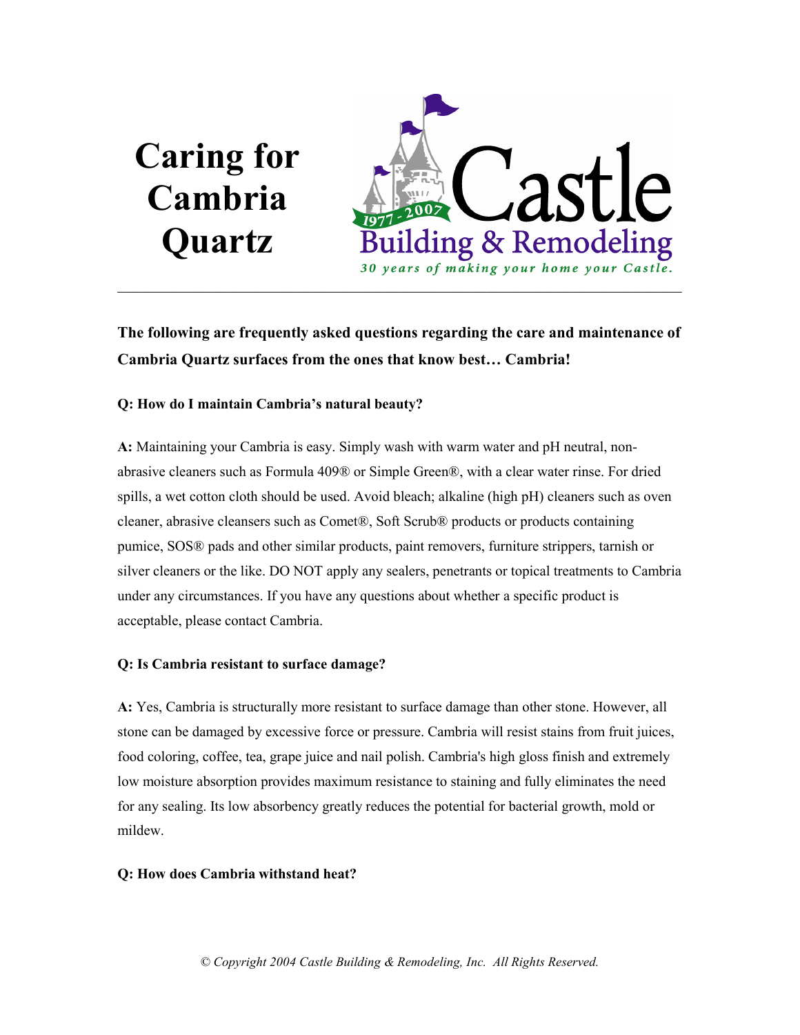# Caring for Cambria Quartz

Castle Building & Remodeling

1977 - 2007

*30 years of making your home your Castle.*

---

**The following are frequently asked questions regarding the care and maintenance of Cambria Quartz surfaces from the ones that know best… Cambria!**

**Q: How do I maintain Cambria's natural beauty?**

**A:** Maintaining your Cambria is easy. Simply wash with warm water and pH neutral, non-abrasive cleaners such as Formula 409® or Simple Green®, with a clear water rinse. For dried spills, a wet cotton cloth should be used. Avoid bleach; alkaline (high pH) cleaners such as oven cleaner, abrasive cleansers such as Comet®, Soft Scrub® products or products containing pumice, SOS® pads and other similar products, paint removers, furniture strippers, tarnish or silver cleaners or the like. DO NOT apply any sealers, penetrants or topical treatments to Cambria under any circumstances. If you have any questions about whether a specific product is acceptable, please contact Cambria.

**Q: Is Cambria resistant to surface damage?**

**A:** Yes, Cambria is structurally more resistant to surface damage than other stone. However, all stone can be damaged by excessive force or pressure. Cambria will resist stains from fruit juices, food coloring, coffee, tea, grape juice and nail polish. Cambria's high gloss finish and extremely low moisture absorption provides maximum resistance to staining and fully eliminates the need for any sealing. Its low absorbency greatly reduces the potential for bacterial growth, mold or mildew.

**Q: How does Cambria withstand heat?**

*© Copyright 2004 Castle Building & Remodeling, Inc. All Rights Reserved.*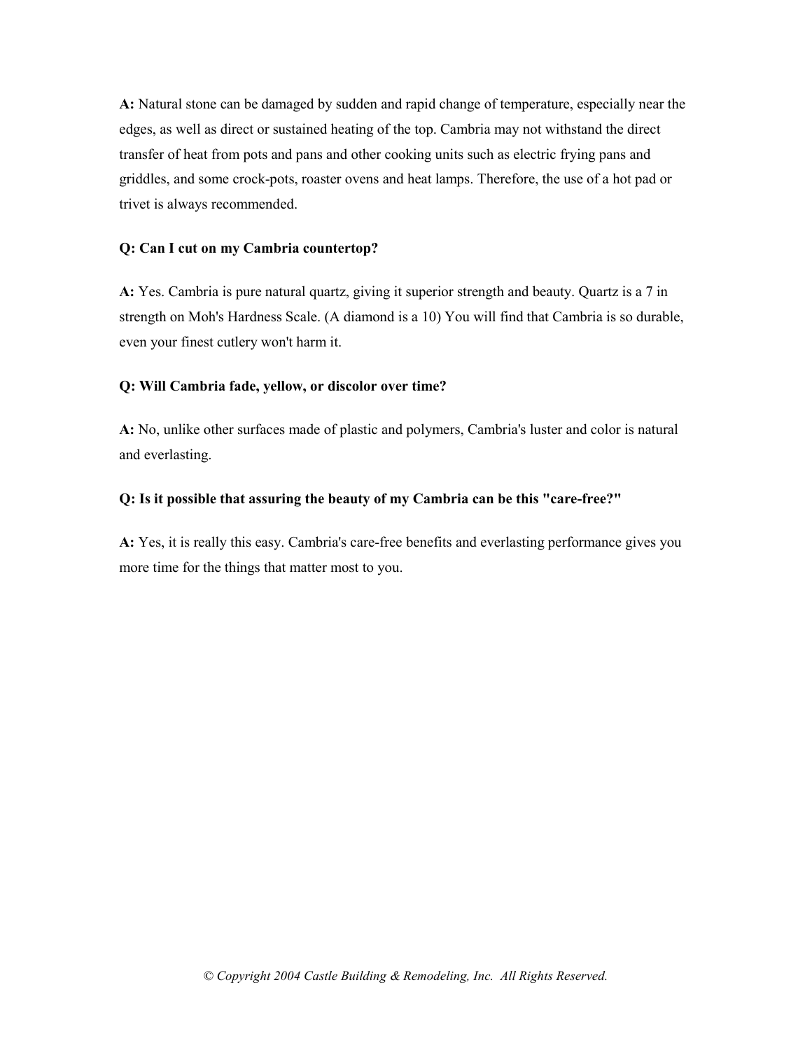**A:** Natural stone can be damaged by sudden and rapid change of temperature, especially near the edges, as well as direct or sustained heating of the top. Cambria may not withstand the direct transfer of heat from pots and pans and other cooking units such as electric frying pans and griddles, and some crock-pots, roaster ovens and heat lamps. Therefore, the use of a hot pad or trivet is always recommended.

**Q: Can I cut on my Cambria countertop?**

**A:** Yes. Cambria is pure natural quartz, giving it superior strength and beauty. Quartz is a 7 in strength on Moh's Hardness Scale. (A diamond is a 10) You will find that Cambria is so durable, even your finest cutlery won't harm it.

**Q: Will Cambria fade, yellow, or discolor over time?**

**A:** No, unlike other surfaces made of plastic and polymers, Cambria's luster and color is natural and everlasting.

**Q: Is it possible that assuring the beauty of my Cambria can be this "care-free?"**

**A:** Yes, it is really this easy. Cambria's care-free benefits and everlasting performance gives you more time for the things that matter most to you.

*© Copyright 2004 Castle Building & Remodeling, Inc. All Rights Reserved.*